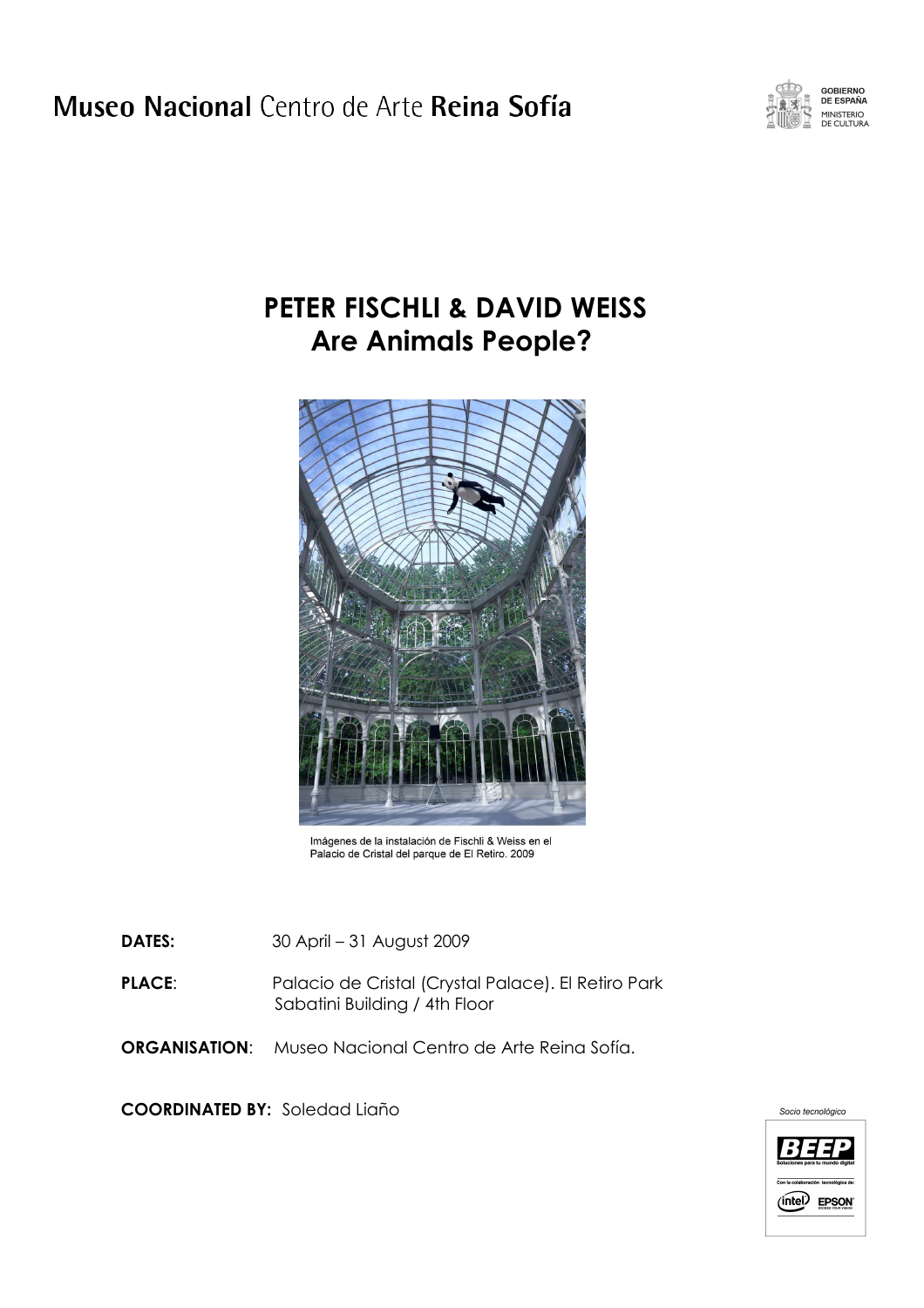Museo Nacional Centro de Arte Reina Sofía

GOBIERNO DE ESPAÑA
MINISTERIO DE CULTURA

# PETER FISCHLI & DAVID WEISS
## Are Animals People?

Imágenes de la instalación de Fischli & Weiss en el Palacio de Cristal del parque de El Retiro. 2009

**DATES:** 30 April – 31 August 2009

**PLACE**: Palacio de Cristal (Crystal Palace). El Retiro Park
Sabatini Building / 4th Floor

**ORGANISATION**: Museo Nacional Centro de Arte Reina Sofía.

**COORDINATED BY:** Soledad Liaño

*Socio tecnológico*

BEEP
Soluciones para tu mundo digital
Con la colaboración tecnológica de:
intel EPSON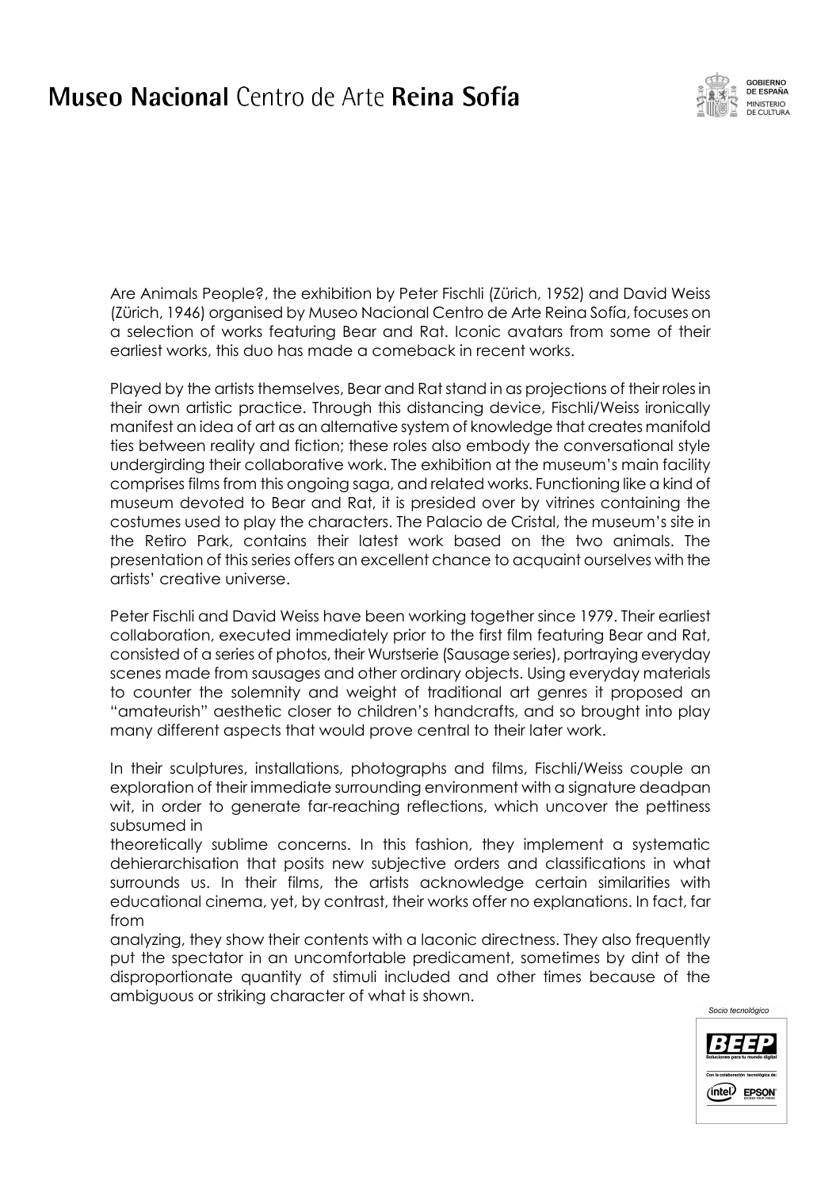Are Animals People?, the exhibition by Peter Fischli (Zürich, 1952) and David Weiss (Zürich, 1946) organised by Museo Nacional Centro de Arte Reina Sofía, focuses on a selection of works featuring Bear and Rat. Iconic avatars from some of their earliest works, this duo has made a comeback in recent works.

Played by the artists themselves, Bear and Rat stand in as projections of their roles in their own artistic practice. Through this distancing device, Fischli/Weiss ironically manifest an idea of art as an alternative system of knowledge that creates manifold ties between reality and fiction; these roles also embody the conversational style undergirding their collaborative work. The exhibition at the museum's main facility comprises films from this ongoing saga, and related works. Functioning like a kind of museum devoted to Bear and Rat, it is presided over by vitrines containing the costumes used to play the characters. The Palacio de Cristal, the museum's site in the Retiro Park, contains their latest work based on the two animals. The presentation of this series offers an excellent chance to acquaint ourselves with the artists' creative universe.

Peter Fischli and David Weiss have been working together since 1979. Their earliest collaboration, executed immediately prior to the first film featuring Bear and Rat, consisted of a series of photos, their Wurstserie (Sausage series), portraying everyday scenes made from sausages and other ordinary objects. Using everyday materials to counter the solemnity and weight of traditional art genres it proposed an "amateurish" aesthetic closer to children's handcrafts, and so brought into play many different aspects that would prove central to their later work.

In their sculptures, installations, photographs and films, Fischli/Weiss couple an exploration of their immediate surrounding environment with a signature deadpan wit, in order to generate far-reaching reflections, which uncover the pettiness subsumed in theoretically sublime concerns. In this fashion, they implement a systematic dehierarchisation that posits new subjective orders and classifications in what surrounds us. In their films, the artists acknowledge certain similarities with educational cinema, yet, by contrast, their works offer no explanations. In fact, far from analyzing, they show their contents with a laconic directness. They also frequently put the spectator in an uncomfortable predicament, sometimes by dint of the disproportionate quantity of stimuli included and other times because of the ambiguous or striking character of what is shown.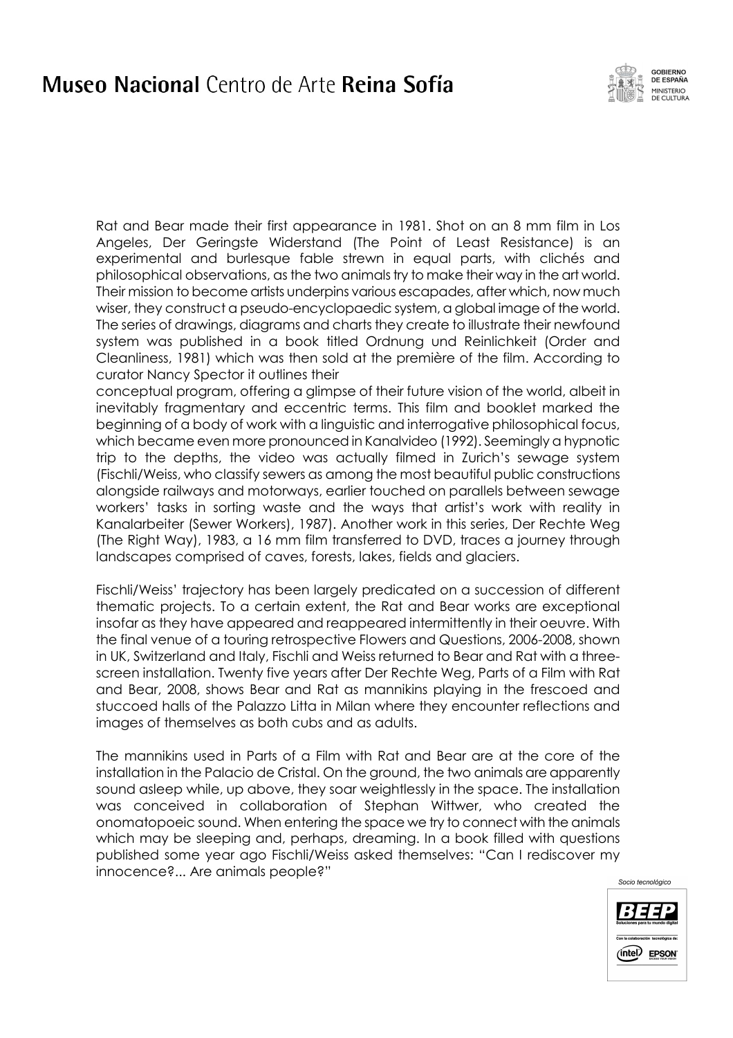Rat and Bear made their first appearance in 1981. Shot on an 8 mm film in Los Angeles, Der Geringste Widerstand (The Point of Least Resistance) is an experimental and burlesque fable strewn in equal parts, with clichés and philosophical observations, as the two animals try to make their way in the art world. Their mission to become artists underpins various escapades, after which, now much wiser, they construct a pseudo-encyclopaedic system, a global image of the world. The series of drawings, diagrams and charts they create to illustrate their newfound system was published in a book titled Ordnung und Reinlichkeit (Order and Cleanliness, 1981) which was then sold at the première of the film. According to curator Nancy Spector it outlines their conceptual program, offering a glimpse of their future vision of the world, albeit in inevitably fragmentary and eccentric terms. This film and booklet marked the beginning of a body of work with a linguistic and interrogative philosophical focus, which became even more pronounced in Kanalvideo (1992). Seemingly a hypnotic trip to the depths, the video was actually filmed in Zurich's sewage system (Fischli/Weiss, who classify sewers as among the most beautiful public constructions alongside railways and motorways, earlier touched on parallels between sewage workers' tasks in sorting waste and the ways that artist's work with reality in Kanalarbeiter (Sewer Workers), 1987). Another work in this series, Der Rechte Weg (The Right Way), 1983, a 16 mm film transferred to DVD, traces a journey through landscapes comprised of caves, forests, lakes, fields and glaciers.

Fischli/Weiss' trajectory has been largely predicated on a succession of different thematic projects. To a certain extent, the Rat and Bear works are exceptional insofar as they have appeared and reappeared intermittently in their oeuvre. With the final venue of a touring retrospective Flowers and Questions, 2006-2008, shown in UK, Switzerland and Italy, Fischli and Weiss returned to Bear and Rat with a three-screen installation. Twenty five years after Der Rechte Weg, Parts of a Film with Rat and Bear, 2008, shows Bear and Rat as mannikins playing in the frescoed and stuccoed halls of the Palazzo Litta in Milan where they encounter reflections and images of themselves as both cubs and as adults.

The mannikins used in Parts of a Film with Rat and Bear are at the core of the installation in the Palacio de Cristal. On the ground, the two animals are apparently sound asleep while, up above, they soar weightlessly in the space. The installation was conceived in collaboration of Stephan Wittwer, who created the onomatopoeic sound. When entering the space we try to connect with the animals which may be sleeping and, perhaps, dreaming. In a book filled with questions published some year ago Fischli/Weiss asked themselves: "Can I rediscover my innocence?... Are animals people?"